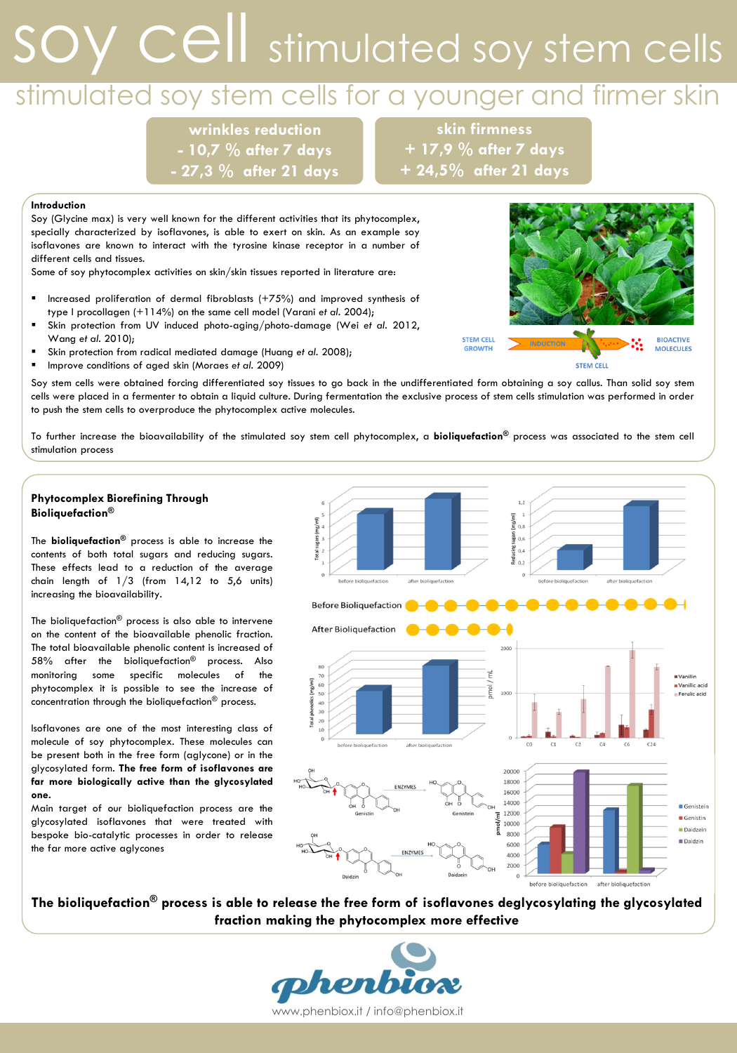# soy cell stimulated soy stem cells

## stimulated soy stem cells for a younger and firmer skin

**wrinkles reduction**
**- 10,7 % after 7 days**
**- 27,3 % after 21 days**

**skin firmness**
**+ 17,9 % after 7 days**
**+ 24,5% after 21 days**

### Introduction

Soy (Glycine max) is very well known for the different activities that its phytocomplex, specially characterized by isoflavones, is able to exert on skin. As an example soy isoflavones are known to interact with the tyrosine kinase receptor in a number of different cells and tissues.
Some of soy phytocomplex activities on skin/skin tissues reported in literature are:

- Increased proliferation of dermal fibroblasts (+75%) and improved synthesis of type I procollagen (+114%) on the same cell model (Varani *et al.* 2004);
- Skin protection from UV induced photo-aging/photo-damage (Wei *et al.* 2012, Wang *et al.* 2010);
- Skin protection from radical mediated damage (Huang *et al.* 2008);
- Improve conditions of aged skin (Moraes *et al.* 2009)

STEM CELL GROWTH — INDUCTION — STEM CELL — BIOACTIVE MOLECULES

Soy stem cells were obtained forcing differentiated soy tissues to go back in the undifferentiated form obtaining a soy callus. Than solid soy stem cells were placed in a fermenter to obtain a liquid culture. During fermentation the exclusive process of stem cells stimulation was performed in order to push the stem cells to overproduce the phytocomplex active molecules.

To further increase the bioavailability of the stimulated soy stem cell phytocomplex, a **bioliquefaction®** process was associated to the stem cell stimulation process

### Phytocomplex Biorefining Through Bioliquefaction®

The **bioliquefaction®** process is able to increase the contents of both total sugars and reducing sugars. These effects lead to a reduction of the average chain length of 1/3 (from 14,12 to 5,6 units) increasing the bioavailability.

The bioliquefaction® process is also able to intervene on the content of the bioavailable phenolic fraction. The total bioavailable phenolic content is increased of 58% after the bioliquefaction® process. Also monitoring some specific molecules of the phytocomplex it is possible to see the increase of concentration through the bioliquefaction® process.

Isoflavones are one of the most interesting class of molecule of soy phytocomplex. These molecules can be present both in the free form (aglycone) or in the glycosylated form. **The free form of isoflavones are far more biologically active than the glycosylated one.**
Main target of our bioliquefaction process are the glycosylated isoflavones that treated with bespoke bio-catalytic processes in order to release the far more active aglycones

Before Bioliquefaction
After Bioliquefaction

Genistin —ENZYMES→ Genistein
Daidzin —ENZYMES→ Daidzein

**The bioliquefaction® process is able to release the free form of isoflavones deglycosylating the glycosylated fraction making the phytocomplex more effective**

phenbiox
www.phenbiox.it / info@phenbiox.it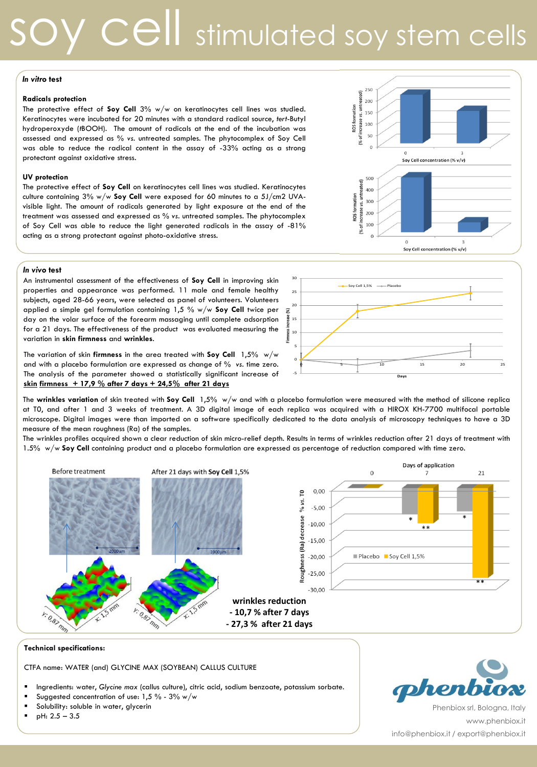# soy cell stimulated soy stem cells

## *In vitro* test

### Radicals protection

The protective effect of **Soy Cell** 3% w/w on keratinocytes cell lines was studied. Keratinocytes were incubated for 20 minutes with a standard radical source, *tert*-Butyl hydroperoxyde (*t*BOOH). The amount of radicals at the end of the incubation was assessed and expressed as % *vs.* untreated samples. The phytocomplex of Soy Cell was able to reduce the radical content in the assay of -33% acting as a strong protectant against oxidative stress.

ROS formation (% of increase vs. untreated)
250
200
150
100
50
0
0
3
Soy Cell concentration (% v/v)

### UV protection

The protective effect of **Soy Cell** on keratinocytes cell lines was studied. Keratinocytes culture containing 3% w/w **Soy Cell** were exposed for 60 minutes to a 5J/cm2 UVA-visible light. The amount of radicals generated by light exposure at the end of the treatment was assessed and expressed as % *vs.* untreated samples. The phytocomplex of Soy Cell was able to reduce the light generated radicals in the assay of -81% acting as a strong protectant against photo-oxidative stress.

ROS formation (% of increase vs. untreated)
500
400
300
200
100
0
0
3
Soy Cell concentration (% v/v)

## *In vivo* test

An instrumental assessment of the effectiveness of **Soy Cell** in improving skin properties and appearance was performed. 11 male and female healthy subjects, aged 28-66 years, were selected as panel of volunteers. Volunteers applied a simple gel formulation containing 1,5 % w/w **Soy Cell** twice per day on the volar surface of the forearm massaging until complete adsorption for a 21 days. The effectiveness of the product was evaluated measuring the variation in **skin firmness** and **wrinkles**.

The variation of skin **firmness** in the area treated with **Soy Cell** 1,5% w/w and with a placebo formulation are expressed as change of % *vs.* time zero. The analysis of the parameter showed a statistically significant increase of **skin firmness + 17,9 % after 7 days + 24,5% after 21 days**

Soy Cell 1,5%
Placebo
Firmness increase (%)
30
25
20
15
10
5
0
-5
0
5
10
15
20
25
Days

The **wrinkles variation** of skin treated with **Soy Cell** 1,5% w/w and with a placebo formulation were measured with the method of silicone replica at T0, and after 1 and 3 weeks of treatment. A 3D digital image of each replica was acquired with a HIROX KH-7700 multifocal portable microscope. Digital images were than imported on a software specifically dedicated to the data analysis of microscopy techniques to have a 3D measure of the mean roughness (Ra) of the samples.
The wrinkles profiles acquired shown a clear reduction of skin micro-relief depth. Results in terms of wrinkles reduction after 21 days of treatment with 1.5% w/w **Soy Cell** containing product and a placebo formulation are expressed as percentage of reduction compared with time zero.

Before treatment
After 21 days with **Soy Cell** 1,5%
2000µm
2000µm
y: 0,87 mm
x: 1,5 mm
y: 0,87 mm
x: 1,5 mm

**wrinkles reduction**
**- 10,7 % after 7 days**
**- 27,3 % after 21 days**

Days of application
0
7
21
Roughness (Ra) decrease % vs. T0
0,00
-5,00
-10,00
-15,00
-20,00
-25,00
-30,00
Placebo
Soy Cell 1,5%
*
**
*
**

### Technical specifications:

CTFA name: WATER (and) GLYCINE MAX (SOYBEAN) CALLUS CULTURE

- Ingredients: water, *Glycine max* (callus culture), citric acid, sodium benzoate, potassium sorbate.
- Suggested concentration of use: 1,5 % - 3% w/w
- Solubility: soluble in water, glycerin
- pH: 2.5 – 3.5

phenbiox
Phenbiox srl, Bologna, Italy
www.phenbiox.it
info@phenbiox.it / export@phenbiox.it